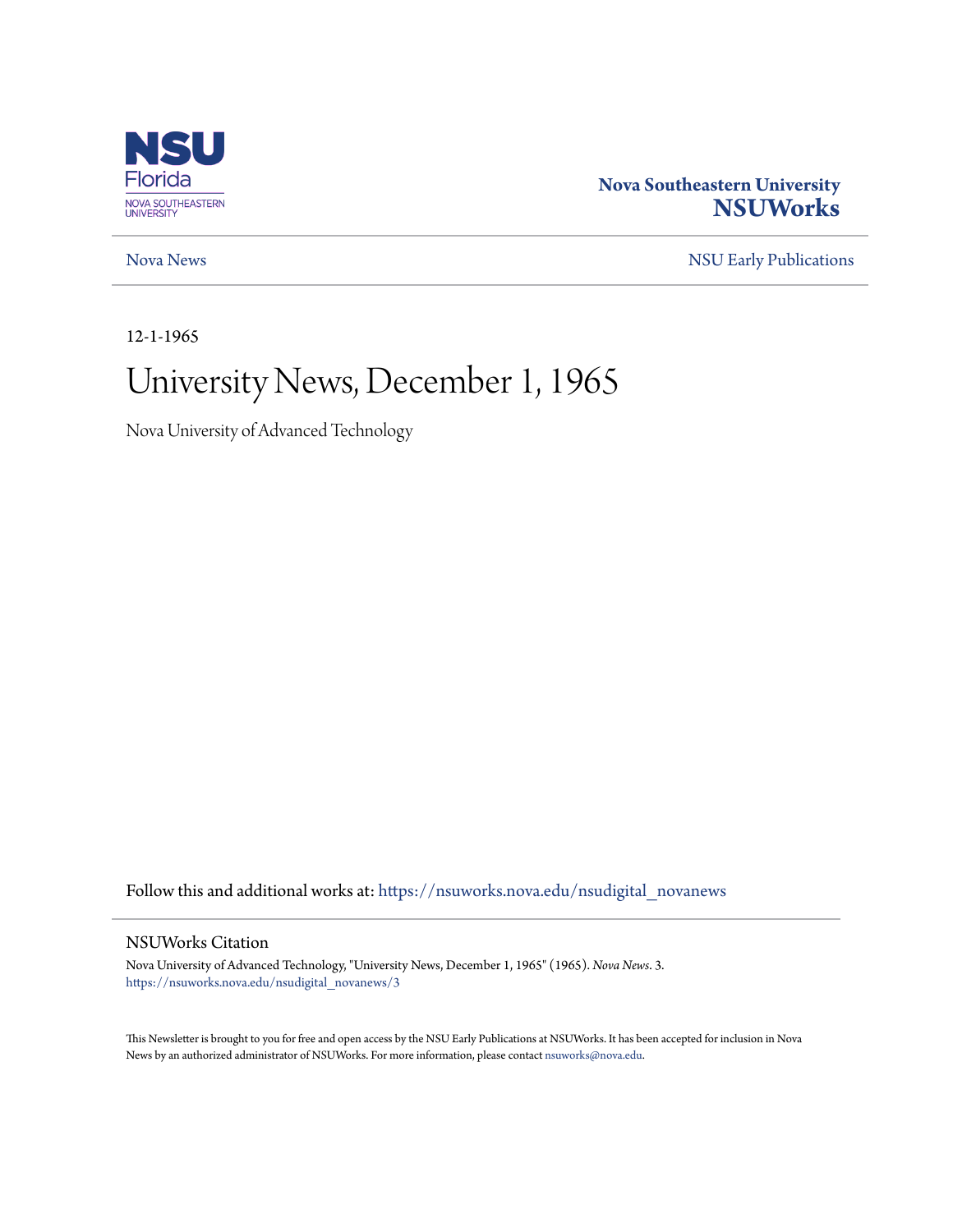Nova Southeastern University
**NSUWorks**

Nova News

NSU Early Publications

12-1-1965

# University News, December 1, 1965

Nova University of Advanced Technology

Follow this and additional works at: https://nsuworks.nova.edu/nsudigital_novanews

## NSUWorks Citation

Nova University of Advanced Technology, "University News, December 1, 1965" (1965). *Nova News*. 3.
https://nsuworks.nova.edu/nsudigital_novanews/3

This Newsletter is brought to you for free and open access by the NSU Early Publications at NSUWorks. It has been accepted for inclusion in Nova News by an authorized administrator of NSUWorks. For more information, please contact nsuworks@nova.edu.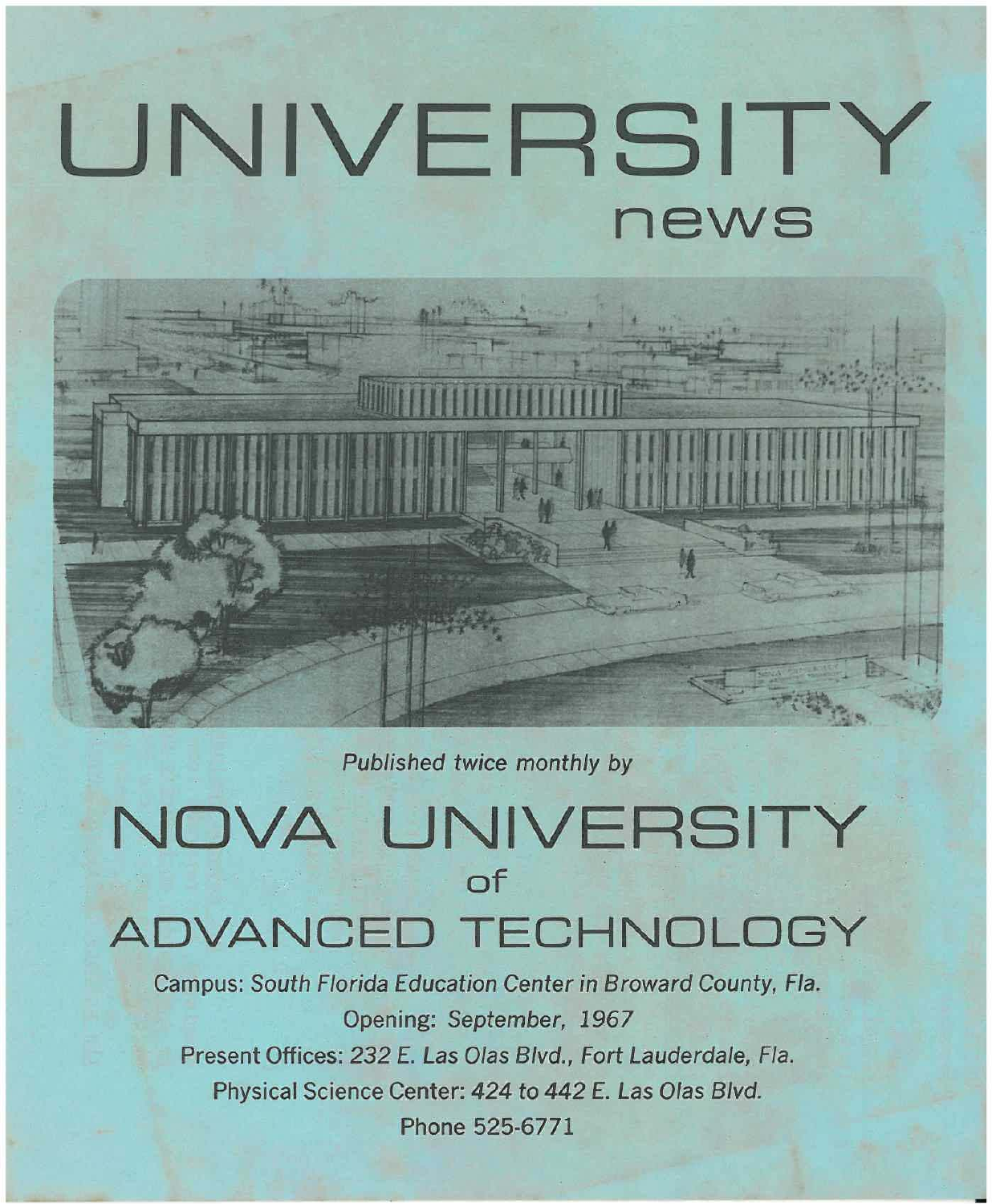# UNIVERSITY

## news

*Published twice monthly by*

# NOVA UNIVERSITY of ADVANCED TECHNOLOGY

Campus: *South Florida Education Center in Broward County, Fla.*

Opening: *September, 1967*

Present Offices: *232 E. Las Olas Blvd., Fort Lauderdale, Fla.*

Physical Science Center: *424 to 442 E. Las Olas Blvd.*

Phone 525-6771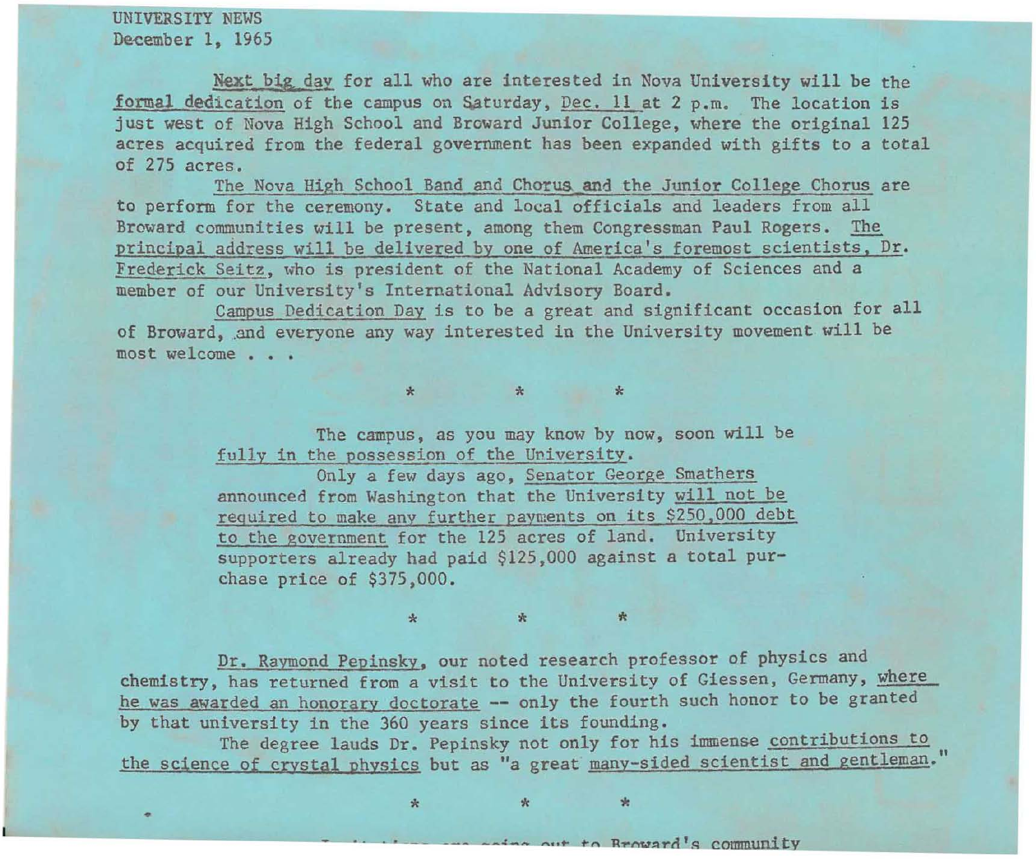UNIVERSITY NEWS
December 1, 1965

Next big day for all who are interested in Nova University will be the formal dedication of the campus on Saturday, Dec. 11 at 2 p.m. The location is just west of Nova High School and Broward Junior College, where the original 125 acres acquired from the federal government has been expanded with gifts to a total of 275 acres.

The Nova High School Band and Chorus and the Junior College Chorus are to perform for the ceremony. State and local officials and leaders from all Broward communities will be present, among them Congressman Paul Rogers. The principal address will be delivered by one of America's foremost scientists, Dr. Frederick Seitz, who is president of the National Academy of Sciences and a member of our University's International Advisory Board.

Campus Dedication Day is to be a great and significant occasion for all of Broward, and everyone any way interested in the University movement will be most welcome . . .

\* \* \*

The campus, as you may know by now, soon will be fully in the possession of the University.

Only a few days ago, Senator George Smathers announced from Washington that the University will not be required to make any further payments on its $250,000 debt to the government for the 125 acres of land. University supporters already had paid $125,000 against a total purchase price of $375,000.

\* \* \*

Dr. Raymond Pepinsky, our noted research professor of physics and chemistry, has returned from a visit to the University of Giessen, Germany, where he was awarded an honorary doctorate -- only the fourth such honor to be granted by that university in the 360 years since its founding.

The degree lauds Dr. Pepinsky not only for his immense contributions to the science of crystal physics but as "a great many-sided scientist and gentleman."

\* \* \*

Invitations are going out to Broward's community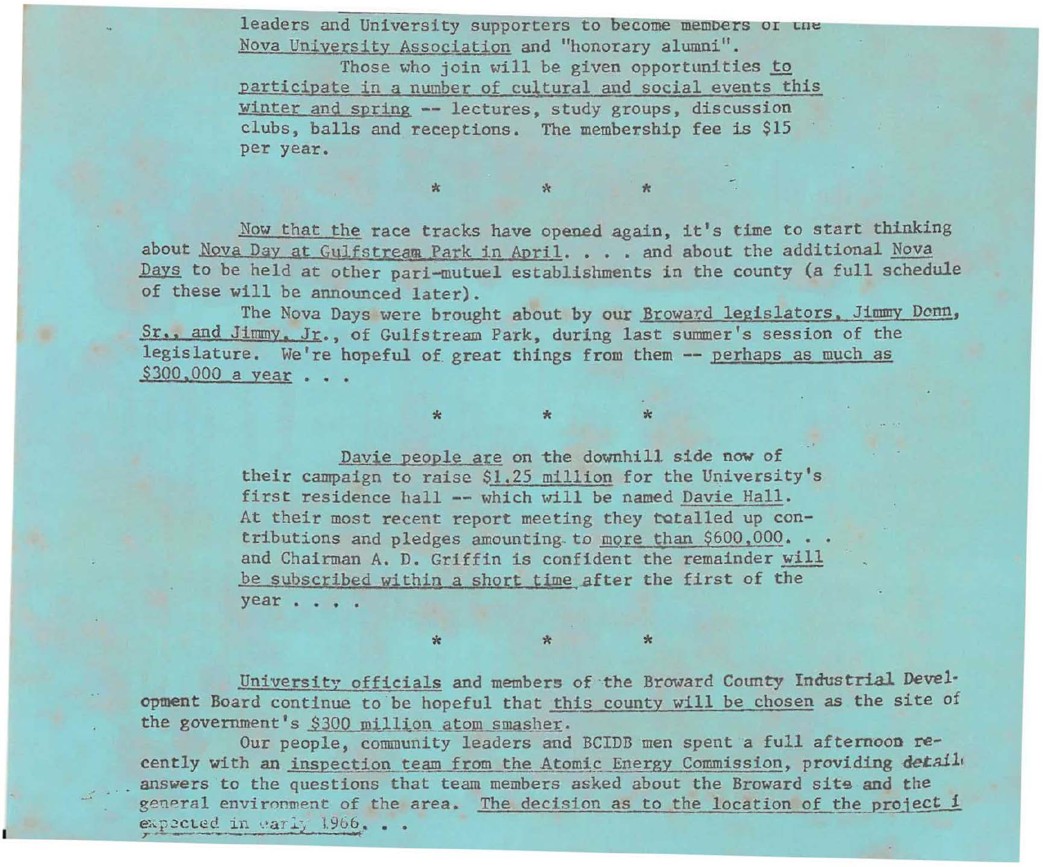leaders and University supporters to become members of the Nova University Association and "honorary alumni".

Those who join will be given opportunities to participate in a number of cultural and social events this winter and spring -- lectures, study groups, discussion clubs, balls and receptions. The membership fee is $15 per year.

\* \* \*

Now that the race tracks have opened again, it's time to start thinking about Nova Day at Gulfstream Park in April. . . . and about the additional Nova Days to be held at other pari-mutuel establishments in the county (a full schedule of these will be announced later).

The Nova Days were brought about by our Broward legislators, Jimmy Donn, Sr., and Jimmy, Jr., of Gulfstream Park, during last summer's session of the legislature. We're hopeful of great things from them -- perhaps as much as $300,000 a year . . .

\* \* \*

Davie people are on the downhill side now of their campaign to raise $1.25 million for the University's first residence hall -- which will be named Davie Hall. At their most recent report meeting they totalled up contributions and pledges amounting to more than $600,000. . . and Chairman A. D. Griffin is confident the remainder will be subscribed within a short time after the first of the year . . . .

\* \* \*

University officials and members of the Broward County Industrial Development Board continue to be hopeful that this county will be chosen as the site of the government's $300 million atom smasher.

Our people, community leaders and BCIDB men spent a full afternoon recently with an inspection team from the Atomic Energy Commission, providing detail answers to the questions that team members asked about the Broward site and the general environment of the area. The decision as to the location of the project i expected in early 1966. . .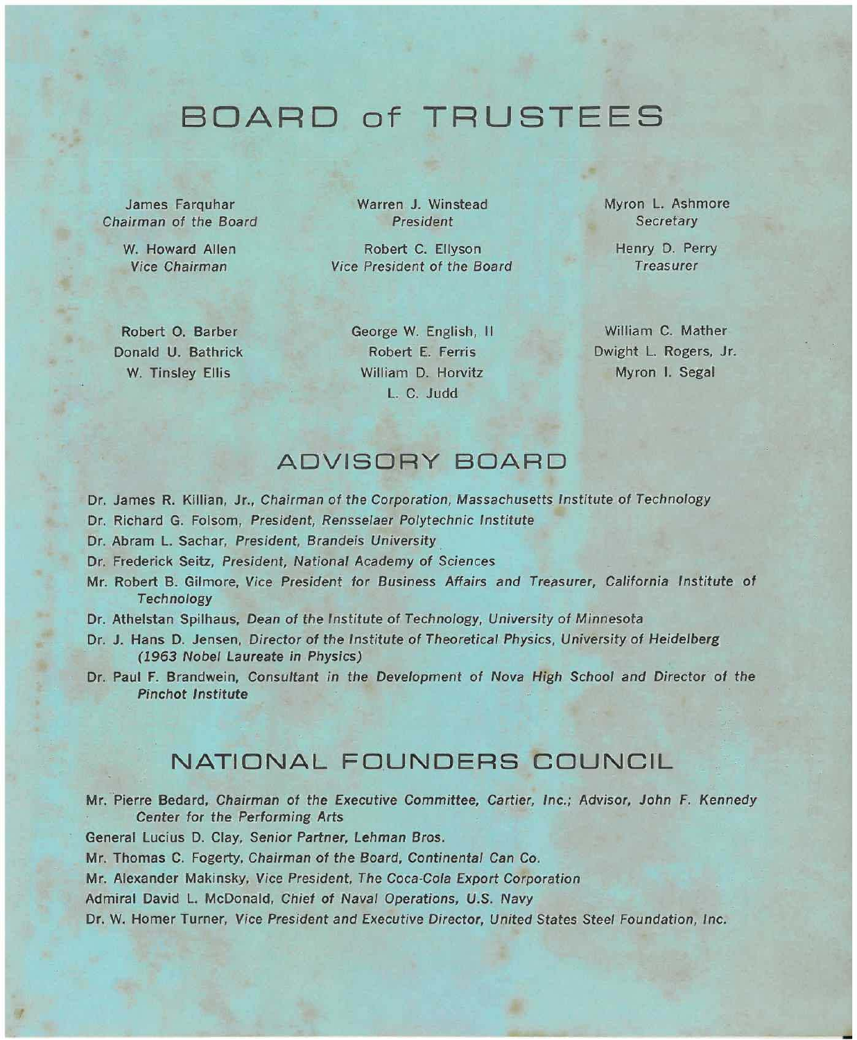# BOARD of TRUSTEES

James Farquhar
*Chairman of the Board*

W. Howard Allen
*Vice Chairman*

Warren J. Winstead
*President*

Robert C. Ellyson
*Vice President of the Board*

Myron L. Ashmore
*Secretary*

Henry D. Perry
*Treasurer*

Robert O. Barber
Donald U. Bathrick
W. Tinsley Ellis

George W. English, II
Robert E. Ferris
William D. Horvitz
L. C. Judd

William C. Mather
Dwight L. Rogers, Jr.
Myron I. Segal

## ADVISORY BOARD

Dr. James R. Killian, Jr., *Chairman of the Corporation, Massachusetts Institute of Technology*

Dr. Richard G. Folsom, *President, Rensselaer Polytechnic Institute*

Dr. Abram L. Sachar, *President, Brandeis University*

Dr. Frederick Seitz, *President, National Academy of Sciences*

Mr. Robert B. Gilmore, *Vice President for Business Affairs and Treasurer, California Institute of Technology*

Dr. Athelstan Spilhaus, *Dean of the Institute of Technology, University of Minnesota*

Dr. J. Hans D. Jensen, *Director of the Institute of Theoretical Physics, University of Heidelberg (1963 Nobel Laureate in Physics)*

Dr. Paul F. Brandwein, *Consultant in the Development of Nova High School and Director of the Pinchot Institute*

## NATIONAL FOUNDERS COUNCIL

Mr. Pierre Bedard, *Chairman of the Executive Committee, Cartier, Inc.; Advisor, John F. Kennedy Center for the Performing Arts*

General Lucius D. Clay, *Senior Partner, Lehman Bros.*

Mr. Thomas C. Fogerty, *Chairman of the Board, Continental Can Co.*

Mr. Alexander Makinsky, *Vice President, The Coca-Cola Export Corporation*

Admiral David L. McDonald, *Chief of Naval Operations, U.S. Navy*

Dr. W. Homer Turner, *Vice President and Executive Director, United States Steel Foundation, Inc.*